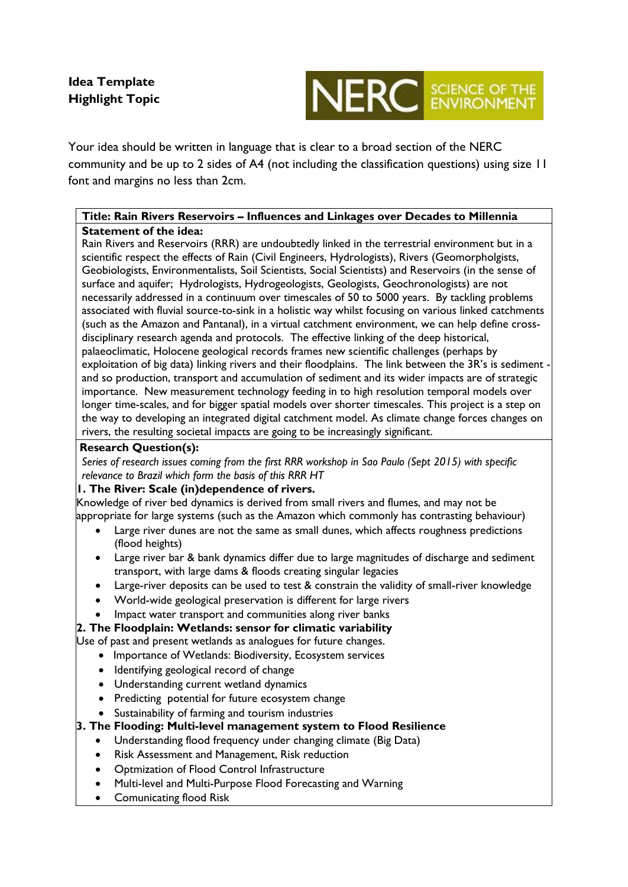**Idea Template**
**Highlight Topic**

NERC SCIENCE OF THE ENVIRONMENT

Your idea should be written in language that is clear to a broad section of the NERC community and be up to 2 sides of A4 (not including the classification questions) using size 11 font and margins no less than 2cm.

**Title: Rain Rivers Reservoirs – Influences and Linkages over Decades to Millennia**

**Statement of the idea:**

Rain Rivers and Reservoirs (RRR) are undoubtedly linked in the terrestrial environment but in a scientific respect the effects of Rain (Civil Engineers, Hydrologists), Rivers (Geomorpholgists, Geobiologists, Environmentalists, Soil Scientists, Social Scientists) and Reservoirs (in the sense of surface and aquifer; Hydrologists, Hydrogeologists, Geologists, Geochronologists) are not necessarily addressed in a continuum over timescales of 50 to 5000 years. By tackling problems associated with fluvial source-to-sink in a holistic way whilst focusing on various linked catchments (such as the Amazon and Pantanal), in a virtual catchment environment, we can help define cross-disciplinary research agenda and protocols. The effective linking of the deep historical, palaeoclimatic, Holocene geological records frames new scientific challenges (perhaps by exploitation of big data) linking rivers and their floodplains. The link between the 3R's is sediment - and so production, transport and accumulation of sediment and its wider impacts are of strategic importance. New measurement technology feeding in to high resolution temporal models over longer time-scales, and for bigger spatial models over shorter timescales. This project is a step on the way to developing an integrated digital catchment model. As climate change forces changes on rivers, the resulting societal impacts are going to be increasingly significant.

**Research Question(s):**

*Series of research issues coming from the first RRR workshop in Sao Paulo (Sept 2015) with specific relevance to Brazil which form the basis of this RRR HT*

**1. The River: Scale (in)dependence of rivers.**

Knowledge of river bed dynamics is derived from small rivers and flumes, and may not be appropriate for large systems (such as the Amazon which commonly has contrasting behaviour)

- Large river dunes are not the same as small dunes, which affects roughness predictions (flood heights)
- Large river bar & bank dynamics differ due to large magnitudes of discharge and sediment transport, with large dams & floods creating singular legacies
- Large-river deposits can be used to test & constrain the validity of small-river knowledge
- World-wide geological preservation is different for large rivers
- Impact water transport and communities along river banks

**2. The Floodplain: Wetlands: sensor for climatic variability**

Use of past and present wetlands as analogues for future changes.

- Importance of Wetlands: Biodiversity, Ecosystem services
- Identifying geological record of change
- Understanding current wetland dynamics
- Predicting potential for future ecosystem change
- Sustainability of farming and tourism industries

**3. The Flooding: Multi-level management system to Flood Resilience**

- Understanding flood frequency under changing climate (Big Data)
- Risk Assessment and Management, Risk reduction
- Optmization of Flood Control Infrastructure
- Multi-level and Multi-Purpose Flood Forecasting and Warning
- Comunicating flood Risk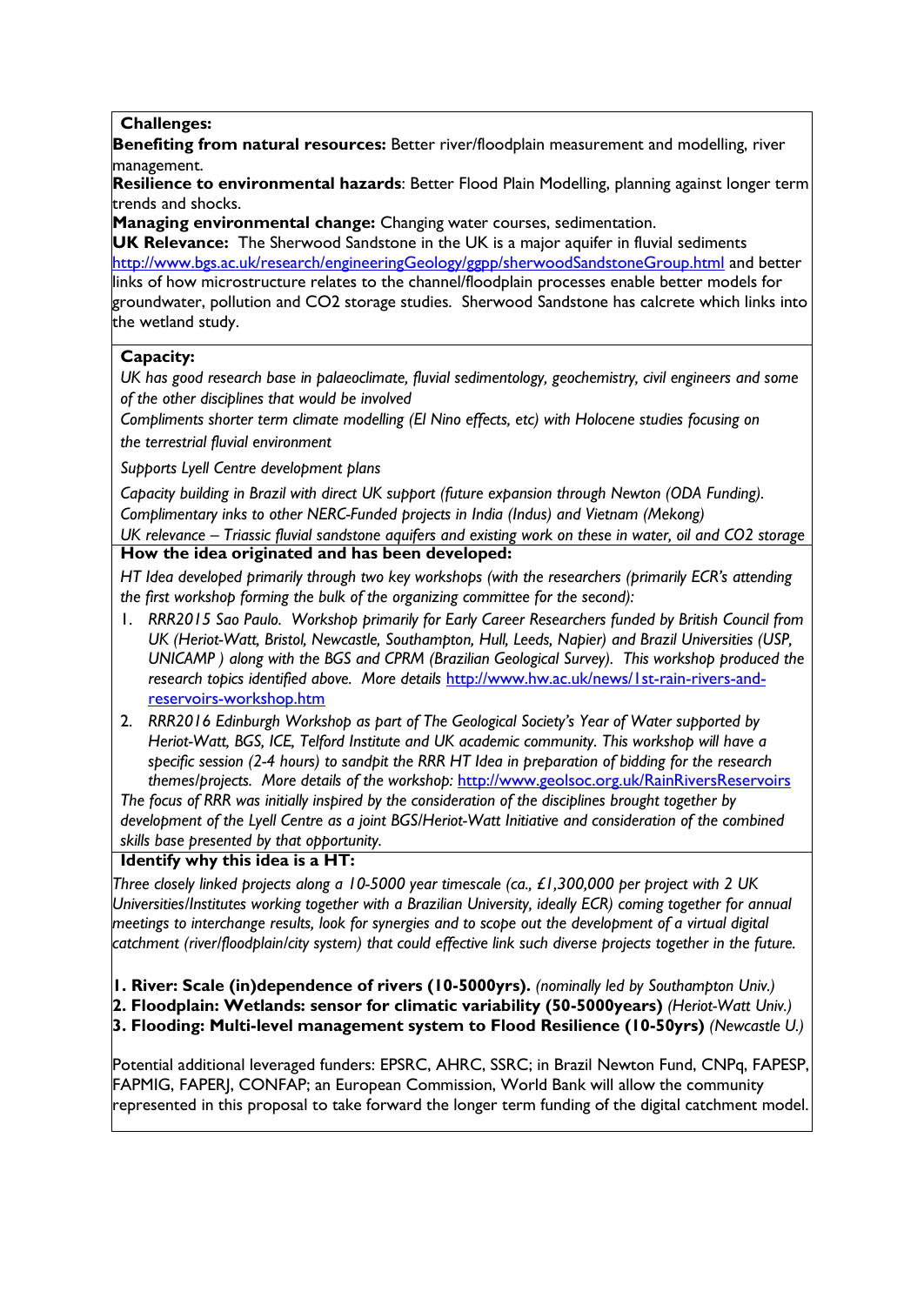**Challenges:**

**Benefiting from natural resources:** Better river/floodplain measurement and modelling, river management.

**Resilience to environmental hazards**: Better Flood Plain Modelling, planning against longer term trends and shocks.

**Managing environmental change:** Changing water courses, sedimentation.

**UK Relevance:** The Sherwood Sandstone in the UK is a major aquifer in fluvial sediments http://www.bgs.ac.uk/research/engineeringGeology/ggpp/sherwoodSandstoneGroup.html and better links of how microstructure relates to the channel/floodplain processes enable better models for groundwater, pollution and CO2 storage studies. Sherwood Sandstone has calcrete which links into the wetland study.

**Capacity:**

*UK has good research base in palaeoclimate, fluvial sedimentology, geochemistry, civil engineers and some of the other disciplines that would be involved*

*Compliments shorter term climate modelling (El Nino effects, etc) with Holocene studies focusing on the terrestrial fluvial environment*

*Supports Lyell Centre development plans*

*Capacity building in Brazil with direct UK support (future expansion through Newton (ODA Funding).*
*Complimentary inks to other NERC-Funded projects in India (Indus) and Vietnam (Mekong)*
*UK relevance – Triassic fluvial sandstone aquifers and existing work on these in water, oil and CO2 storage*

**How the idea originated and has been developed:**

*HT Idea developed primarily through two key workshops (with the researchers (primarily ECR's attending the first workshop forming the bulk of the organizing committee for the second):*

1. *RRR2015 Sao Paulo. Workshop primarily for Early Career Researchers funded by British Council from UK (Heriot-Watt, Bristol, Newcastle, Southampton, Hull, Leeds, Napier) and Brazil Universities (USP, UNICAMP ) along with the BGS and CPRM (Brazilian Geological Survey). This workshop produced the research topics identified above. More details* http://www.hw.ac.uk/news/1st-rain-rivers-and-reservoirs-workshop.htm
2. *RRR2016 Edinburgh Workshop as part of The Geological Society's Year of Water supported by Heriot-Watt, BGS, ICE, Telford Institute and UK academic community. This workshop will have a specific session (2-4 hours) to sandpit the RRR HT Idea in preparation of bidding for the research themes/projects. More details of the workshop:* http://www.geolsoc.org.uk/RainRiversReservoirs

*The focus of RRR was initially inspired by the consideration of the disciplines brought together by development of the Lyell Centre as a joint BGS/Heriot-Watt Initiative and consideration of the combined skills base presented by that opportunity.*

**Identify why this idea is a HT:**

*Three closely linked projects along a 10-5000 year timescale (ca., £1,300,000 per project with 2 UK Universities/Institutes working together with a Brazilian University, ideally ECR) coming together for annual meetings to interchange results, look for synergies and to scope out the development of a virtual digital catchment (river/floodplain/city system) that could effective link such diverse projects together in the future.*

**1. River: Scale (in)dependence of rivers (10-5000yrs).** *(nominally led by Southampton Univ.)*
**2. Floodplain: Wetlands: sensor for climatic variability (50-5000years)** *(Heriot-Watt Univ.)*
**3. Flooding: Multi-level management system to Flood Resilience (10-50yrs)** *(Newcastle U.)*

Potential additional leveraged funders: EPSRC, AHRC, SSRC; in Brazil Newton Fund, CNPq, FAPESP, FAPMIG, FAPERJ, CONFAP; an European Commission, World Bank will allow the community represented in this proposal to take forward the longer term funding of the digital catchment model.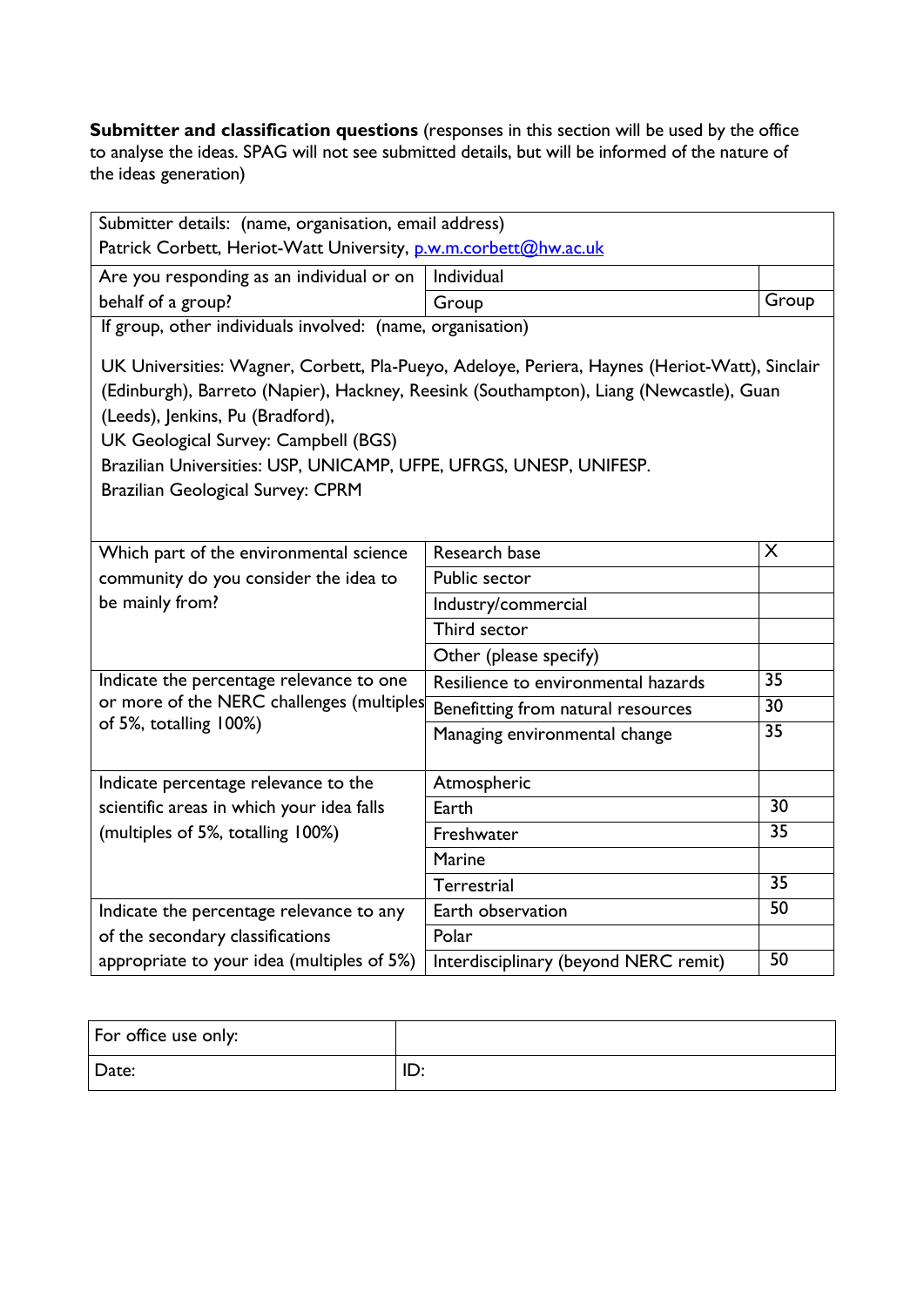**Submitter and classification questions** (responses in this section will be used by the office to analyse the ideas. SPAG will not see submitted details, but will be informed of the nature of the ideas generation)

| | | |
|---|---|---|
| Submitter details: (name, organisation, email address)<br>Patrick Corbett, Heriot-Watt University, p.w.m.corbett@hw.ac.uk | | |
| Are you responding as an individual or on behalf of a group? | Individual | |
| | Group | Group |
| If group, other individuals involved: (name, organisation)<br><br>UK Universities: Wagner, Corbett, Pla-Pueyo, Adeloye, Periera, Haynes (Heriot-Watt), Sinclair (Edinburgh), Barreto (Napier), Hackney, Reesink (Southampton), Liang (Newcastle), Guan (Leeds), Jenkins, Pu (Bradford),<br>UK Geological Survey: Campbell (BGS)<br>Brazilian Universities: USP, UNICAMP, UFPE, UFRGS, UNESP, UNIFESP.<br>Brazilian Geological Survey: CPRM | | |
| Which part of the environmental science community do you consider the idea to be mainly from? | Research base | X |
| | Public sector | |
| | Industry/commercial | |
| | Third sector | |
| | Other (please specify) | |
| Indicate the percentage relevance to one or more of the NERC challenges (multiples of 5%, totalling 100%) | Resilience to environmental hazards | 35 |
| | Benefitting from natural resources | 30 |
| | Managing environmental change | 35 |
| Indicate percentage relevance to the scientific areas in which your idea falls (multiples of 5%, totalling 100%) | Atmospheric | |
| | Earth | 30 |
| | Freshwater | 35 |
| | Marine | |
| | Terrestrial | 35 |
| Indicate the percentage relevance to any of the secondary classifications appropriate to your idea (multiples of 5%) | Earth observation | 50 |
| | Polar | |
| | Interdisciplinary (beyond NERC remit) | 50 |

| | |
|---|---|
| For office use only: | |
| Date: | ID: |